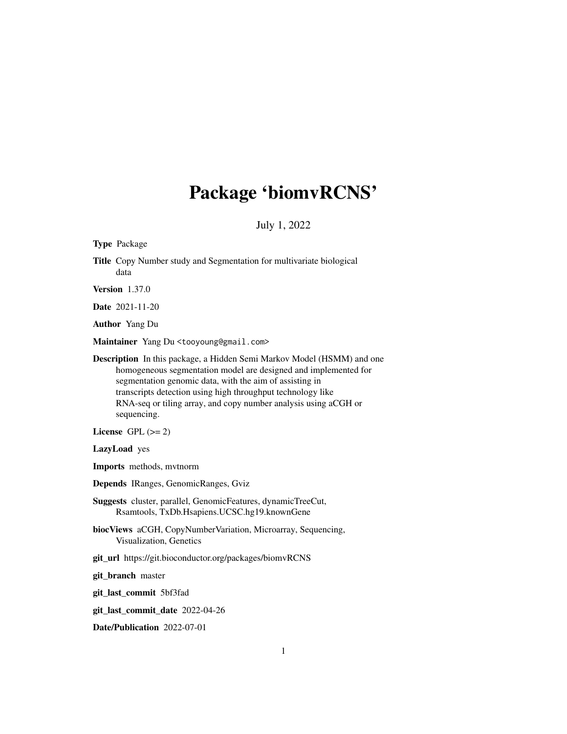# Package 'biomvRCNS'

July 1, 2022

**Type** Package

**Title** Copy Number study and Segmentation for multivariate biological data

**Version** 1.37.0

**Date** 2021-11-20

**Author** Yang Du

**Maintainer** Yang Du <tooyoung@gmail.com>

**Description** In this package, a Hidden Semi Markov Model (HSMM) and one homogeneous segmentation model are designed and implemented for segmentation genomic data, with the aim of assisting in transcripts detection using high throughput technology like RNA-seq or tiling array, and copy number analysis using aCGH or sequencing.

**License** GPL (>= 2)

**LazyLoad** yes

**Imports** methods, mvtnorm

**Depends** IRanges, GenomicRanges, Gviz

**Suggests** cluster, parallel, GenomicFeatures, dynamicTreeCut, Rsamtools, TxDb.Hsapiens.UCSC.hg19.knownGene

**biocViews** aCGH, CopyNumberVariation, Microarray, Sequencing, Visualization, Genetics

**git_url** https://git.bioconductor.org/packages/biomvRCNS

**git_branch** master

**git_last_commit** 5bf3fad

**git_last_commit_date** 2022-04-26

**Date/Publication** 2022-07-01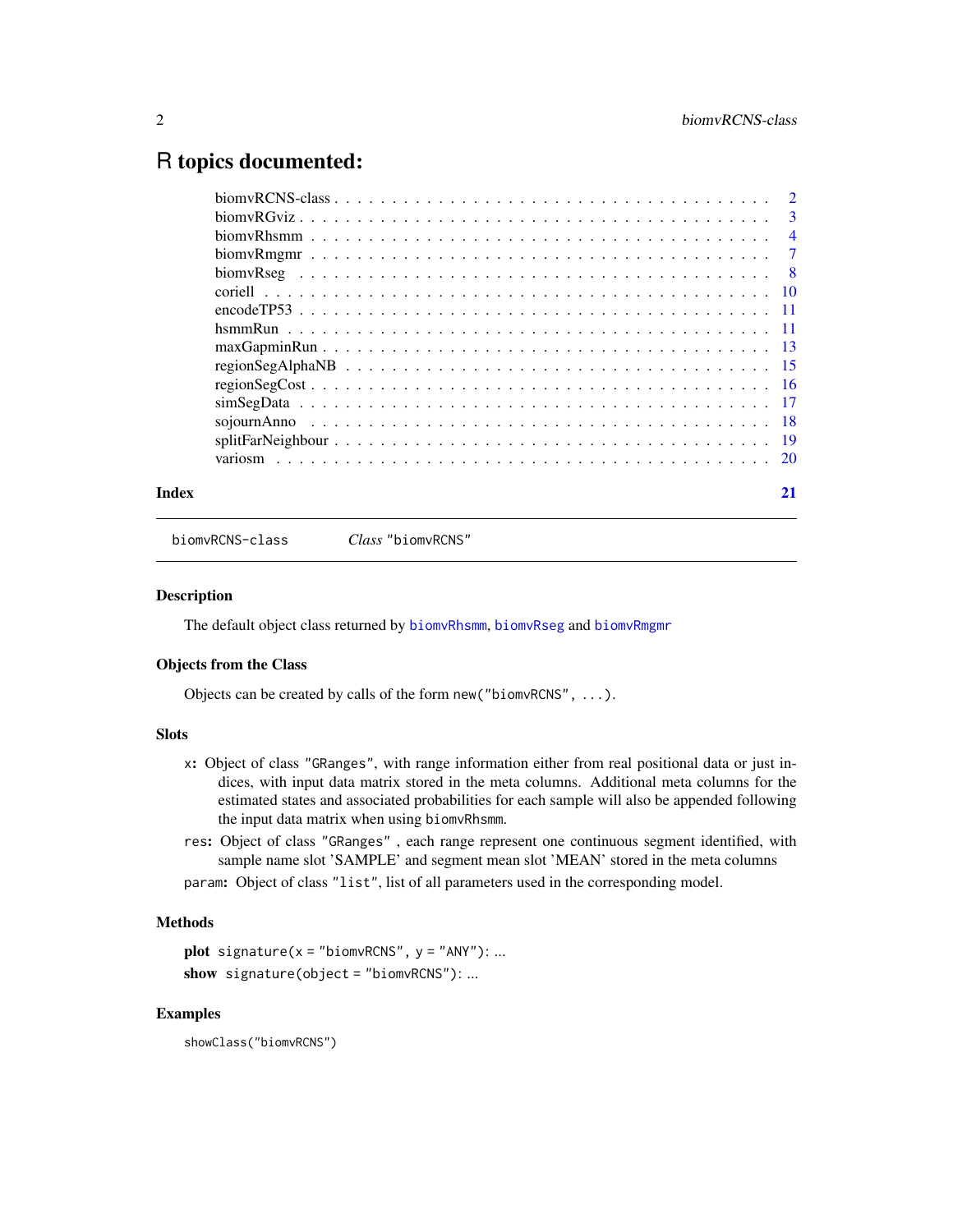# R topics documented:

| | |
|---|---|
| biomvRCNS-class | 2 |
| biomvRGviz | 3 |
| biomvRhsmm | 4 |
| biomvRmgmr | 7 |
| biomvRseg | 8 |
| coriell | 10 |
| encodeTP53 | 11 |
| hsmmRun | 11 |
| maxGapminRun | 13 |
| regionSegAlphaNB | 15 |
| regionSegCost | 16 |
| simSegData | 17 |
| sojournAnno | 18 |
| splitFarNeighbour | 19 |
| variosm | 20 |
| **Index** | **21** |

---

biomvRCNS-class *Class* "biomvRCNS"

---

## Description

The default object class returned by biomvRhsmm, biomvRseg and biomvRmgmr

## Objects from the Class

Objects can be created by calls of the form `new("biomvRCNS", ...)`.

## Slots

`x`: Object of class "GRanges", with range information either from real positional data or just indices, with input data matrix stored in the meta columns. Additional meta columns for the estimated states and associated probabilities for each sample will also be appended following the input data matrix when using `biomvRhsmm`.

`res`: Object of class "GRanges" , each range represent one continuous segment identified, with sample name slot 'SAMPLE' and segment mean slot 'MEAN' stored in the meta columns

`param`: Object of class "list", list of all parameters used in the corresponding model.

## Methods

**plot** `signature(x = "biomvRCNS", y = "ANY")`: ...

**show** `signature(object = "biomvRCNS")`: ...

## Examples

```
showClass("biomvRCNS")
```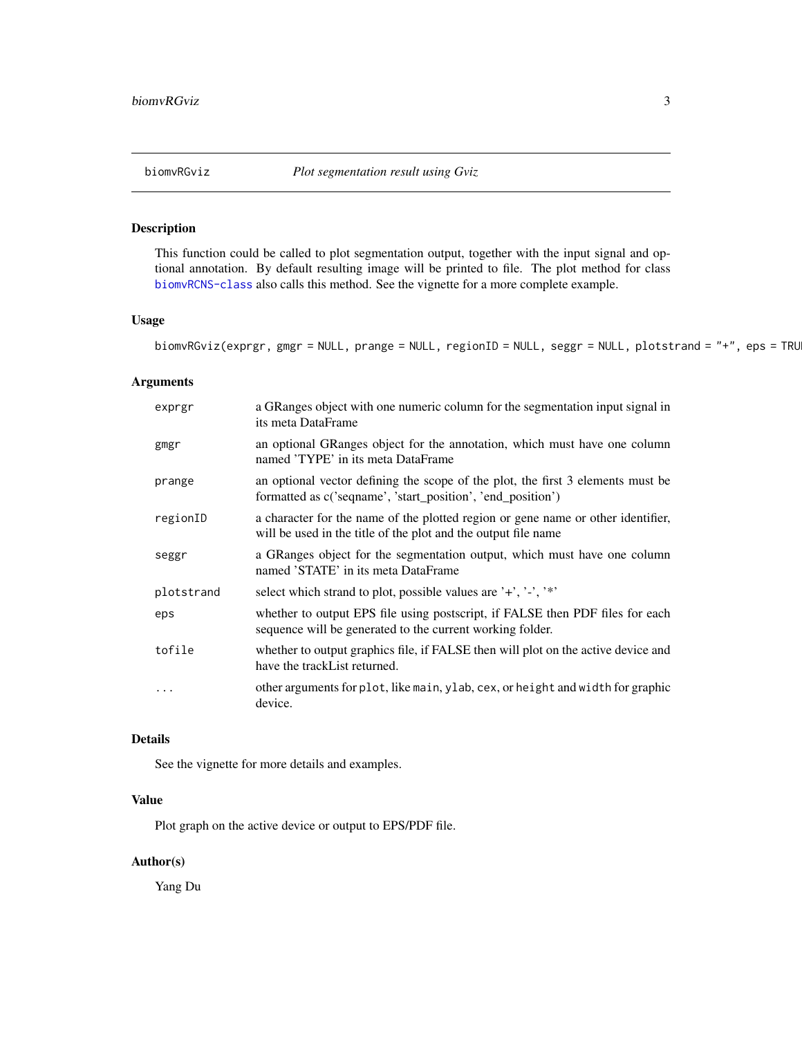# biomvRGviz *Plot segmentation result using Gviz*

## Description

This function could be called to plot segmentation output, together with the input signal and optional annotation. By default resulting image will be printed to file. The plot method for class biomvRCNS-class also calls this method. See the vignette for a more complete example.

## Usage

```
biomvRGviz(exprgr, gmgr = NULL, prange = NULL, regionID = NULL, seggr = NULL, plotstrand = "+", eps = TRU
```

## Arguments

| | |
|---|---|
| `exprgr` | a GRanges object with one numeric column for the segmentation input signal in its meta DataFrame |
| `gmgr` | an optional GRanges object for the annotation, which must have one column named 'TYPE' in its meta DataFrame |
| `prange` | an optional vector defining the scope of the plot, the first 3 elements must be formatted as c('seqname', 'start_position', 'end_position') |
| `regionID` | a character for the name of the plotted region or gene name or other identifier, will be used in the title of the plot and the output file name |
| `seggr` | a GRanges object for the segmentation output, which must have one column named 'STATE' in its meta DataFrame |
| `plotstrand` | select which strand to plot, possible values are '+', '-', '*' |
| `eps` | whether to output EPS file using postscript, if FALSE then PDF files for each sequence will be generated to the current working folder. |
| `tofile` | whether to output graphics file, if FALSE then will plot on the active device and have the trackList returned. |
| `...` | other arguments for `plot`, like `main`, `ylab`, `cex`, or `height` and `width` for graphic device. |

## Details

See the vignette for more details and examples.

## Value

Plot graph on the active device or output to EPS/PDF file.

## Author(s)

Yang Du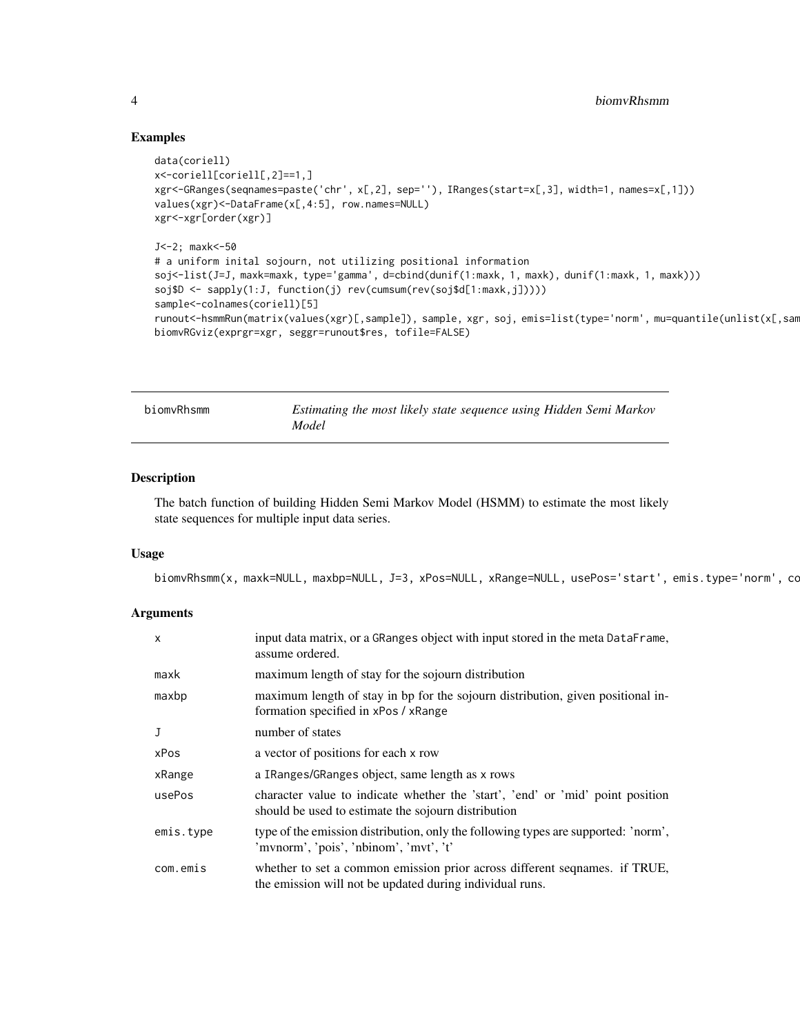## Examples

```
data(coriell)
x<-coriell[coriell[,2]==1,]
xgr<-GRanges(seqnames=paste('chr', x[,2], sep=''), IRanges(start=x[,3], width=1, names=x[,1]))
values(xgr)<-DataFrame(x[,4:5], row.names=NULL)
xgr<-xgr[order(xgr)]

J<-2; maxk<-50
# a uniform inital sojourn, not utilizing positional information
soj<-list(J=J, maxk=maxk, type='gamma', d=cbind(dunif(1:maxk, 1, maxk), dunif(1:maxk, 1, maxk)))
soj$D <- sapply(1:J, function(j) rev(cumsum(rev(soj$d[1:maxk,j]))))
sample<-colnames(coriell)[5]
runout<-hsmmRun(matrix(values(xgr)[,sample]), sample, xgr, soj, emis=list(type='norm', mu=quantile(unlist(x[,sam
biomvRGviz(exprgr=xgr, seggr=runout$res, tofile=FALSE)
```

---

# biomvRhsmm

*Estimating the most likely state sequence using Hidden Semi Markov Model*

## Description

The batch function of building Hidden Semi Markov Model (HSMM) to estimate the most likely state sequences for multiple input data series.

## Usage

```
biomvRhsmm(x, maxk=NULL, maxbp=NULL, J=3, xPos=NULL, xRange=NULL, usePos='start', emis.type='norm', co
```

## Arguments

| | |
|---|---|
| `x` | input data matrix, or a GRanges object with input stored in the meta DataFrame, assume ordered. |
| `maxk` | maximum length of stay for the sojourn distribution |
| `maxbp` | maximum length of stay in bp for the sojourn distribution, given positional information specified in xPos / xRange |
| `J` | number of states |
| `xPos` | a vector of positions for each x row |
| `xRange` | a IRanges/GRanges object, same length as x rows |
| `usePos` | character value to indicate whether the 'start', 'end' or 'mid' point position should be used to estimate the sojourn distribution |
| `emis.type` | type of the emission distribution, only the following types are supported: 'norm', 'mvnorm', 'pois', 'nbinom', 'mvt', 't' |
| `com.emis` | whether to set a common emission prior across different seqnames. if TRUE, the emission will not be updated during individual runs. |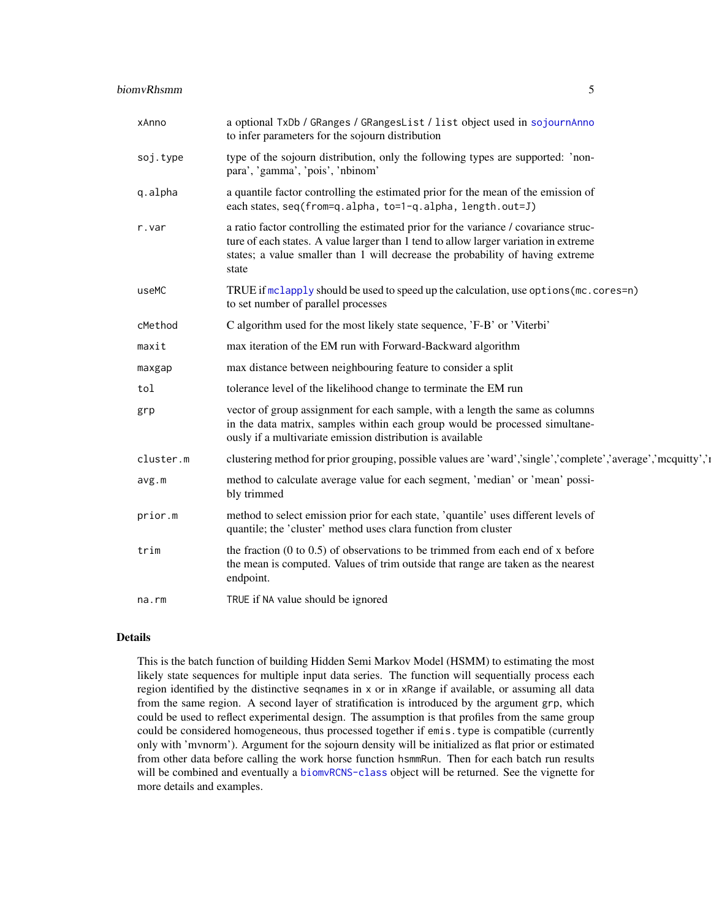| | |
|---|---|
| xAnno | a optional `TxDb` / `GRanges` / `GRangesList` / `list` object used in `sojournAnno` to infer parameters for the sojourn distribution |
| soj.type | type of the sojourn distribution, only the following types are supported: 'non-para', 'gamma', 'pois', 'nbinom' |
| q.alpha | a quantile factor controlling the estimated prior for the mean of the emission of each states, `seq(from=q.alpha, to=1-q.alpha, length.out=J)` |
| r.var | a ratio factor controlling the estimated prior for the variance / covariance structure of each states. A value larger than 1 tend to allow larger variation in extreme states; a value smaller than 1 will decrease the probability of having extreme state |
| useMC | TRUE if `mclapply` should be used to speed up the calculation, use `options(mc.cores=n)` to set number of parallel processes |
| cMethod | C algorithm used for the most likely state sequence, 'F-B' or 'Viterbi' |
| maxit | max iteration of the EM run with Forward-Backward algorithm |
| maxgap | max distance between neighbouring feature to consider a split |
| tol | tolerance level of the likelihood change to terminate the EM run |
| grp | vector of group assignment for each sample, with a length the same as columns in the data matrix, samples within each group would be processed simultaneously if a multivariate emission distribution is available |
| cluster.m | clustering method for prior grouping, possible values are 'ward','single','complete','average','mcquitty','r |
| avg.m | method to calculate average value for each segment, 'median' or 'mean' possibly trimmed |
| prior.m | method to select emission prior for each state, 'quantile' uses different levels of quantile; the 'cluster' method uses clara function from cluster |
| trim | the fraction (0 to 0.5) of observations to be trimmed from each end of x before the mean is computed. Values of trim outside that range are taken as the nearest endpoint. |
| na.rm | `TRUE` if `NA` value should be ignored |

## Details

This is the batch function of building Hidden Semi Markov Model (HSMM) to estimating the most likely state sequences for multiple input data series. The function will sequentially process each region identified by the distinctive `seqnames` in `x` or in `xRange` if available, or assuming all data from the same region. A second layer of stratification is introduced by the argument `grp`, which could be used to reflect experimental design. The assumption is that profiles from the same group could be considered homogeneous, thus processed together if `emis.type` is compatible (currently only with 'mvnorm'). Argument for the sojourn density will be initialized as flat prior or estimated from other data before calling the work horse function `hsmmRun`. Then for each batch run results will be combined and eventually a `biomvRCNS-class` object will be returned. See the vignette for more details and examples.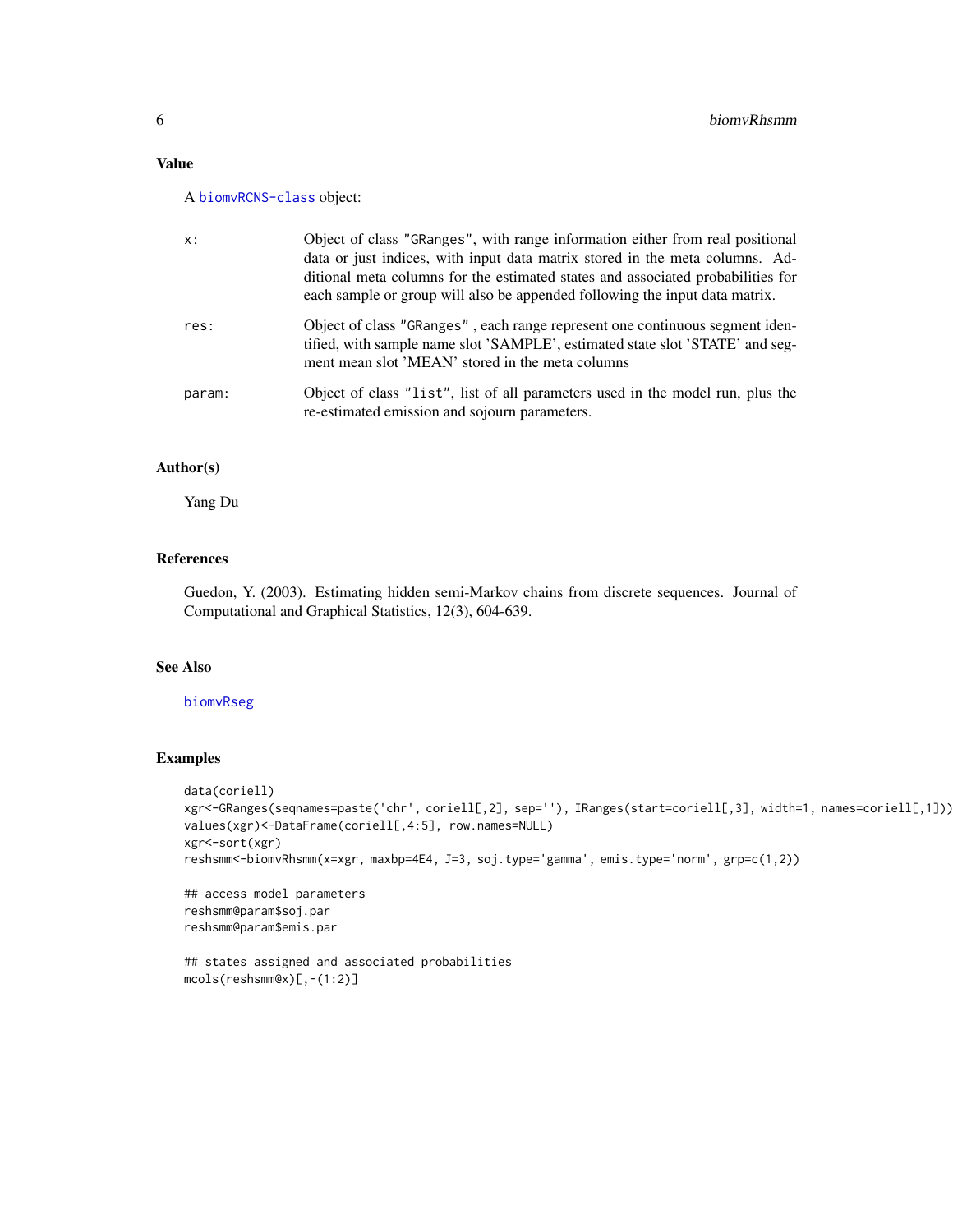### Value

A biomvRCNS-class object:

- `x:` Object of class "GRanges", with range information either from real positional data or just indices, with input data matrix stored in the meta columns. Additional meta columns for the estimated states and associated probabilities for each sample or group will also be appended following the input data matrix.
- `res:` Object of class "GRanges" , each range represent one continuous segment identified, with sample name slot 'SAMPLE', estimated state slot 'STATE' and segment mean slot 'MEAN' stored in the meta columns
- `param:` Object of class "list", list of all parameters used in the model run, plus the re-estimated emission and sojourn parameters.

### Author(s)

Yang Du

### References

Guedon, Y. (2003). Estimating hidden semi-Markov chains from discrete sequences. Journal of Computational and Graphical Statistics, 12(3), 604-639.

### See Also

biomvRseg

### Examples

```
data(coriell)
xgr<-GRanges(seqnames=paste('chr', coriell[,2], sep=''), IRanges(start=coriell[,3], width=1, names=coriell[,1]))
values(xgr)<-DataFrame(coriell[,4:5], row.names=NULL)
xgr<-sort(xgr)
reshsmm<-biomvRhsmm(x=xgr, maxbp=4E4, J=3, soj.type='gamma', emis.type='norm', grp=c(1,2))

## access model parameters
reshsmm@param$soj.par
reshsmm@param$emis.par

## states assigned and associated probabilities
mcols(reshsmm@x)[,-(1:2)]
```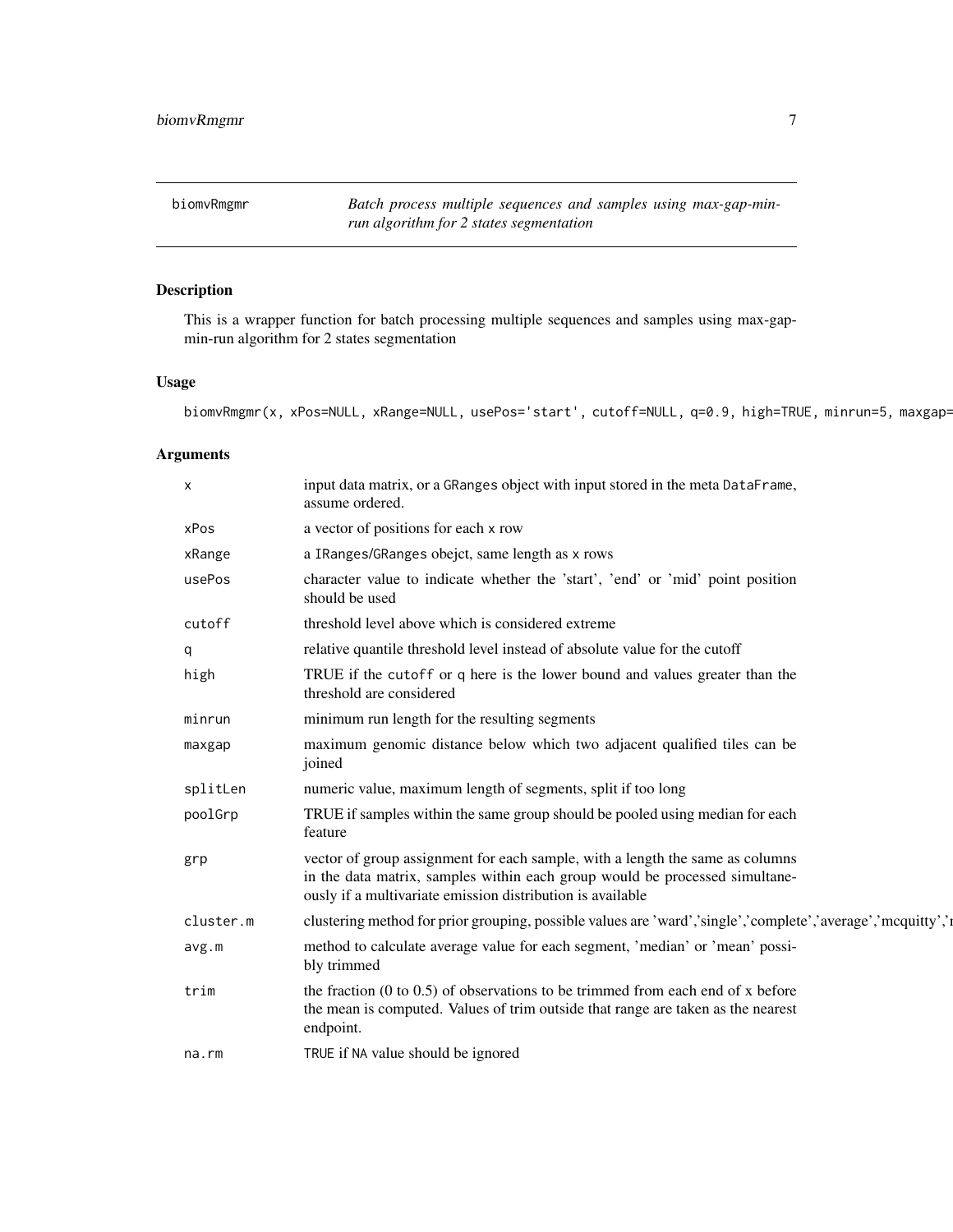## biomvRmgmr

*Batch process multiple sequences and samples using max-gap-min-run algorithm for 2 states segmentation*

### Description

This is a wrapper function for batch processing multiple sequences and samples using max-gap-min-run algorithm for 2 states segmentation

### Usage

```
biomvRmgmr(x, xPos=NULL, xRange=NULL, usePos='start', cutoff=NULL, q=0.9, high=TRUE, minrun=5, maxgap=
```

### Arguments

| | |
|---|---|
| `x` | input data matrix, or a `GRanges` object with input stored in the meta `DataFrame`, assume ordered. |
| `xPos` | a vector of positions for each `x` row |
| `xRange` | a `IRanges`/`GRanges` obejct, same length as `x` rows |
| `usePos` | character value to indicate whether the 'start', 'end' or 'mid' point position should be used |
| `cutoff` | threshold level above which is considered extreme |
| `q` | relative quantile threshold level instead of absolute value for the cutoff |
| `high` | TRUE if the `cutoff` or `q` here is the lower bound and values greater than the threshold are considered |
| `minrun` | minimum run length for the resulting segments |
| `maxgap` | maximum genomic distance below which two adjacent qualified tiles can be joined |
| `splitLen` | numeric value, maximum length of segments, split if too long |
| `poolGrp` | TRUE if samples within the same group should be pooled using median for each feature |
| `grp` | vector of group assignment for each sample, with a length the same as columns in the data matrix, samples within each group would be processed simultaneously if a multivariate emission distribution is available |
| `cluster.m` | clustering method for prior grouping, possible values are 'ward','single','complete','average','mcquitty',' |
| `avg.m` | method to calculate average value for each segment, 'median' or 'mean' possibly trimmed |
| `trim` | the fraction (0 to 0.5) of observations to be trimmed from each end of x before the mean is computed. Values of trim outside that range are taken as the nearest endpoint. |
| `na.rm` | `TRUE` if `NA` value should be ignored |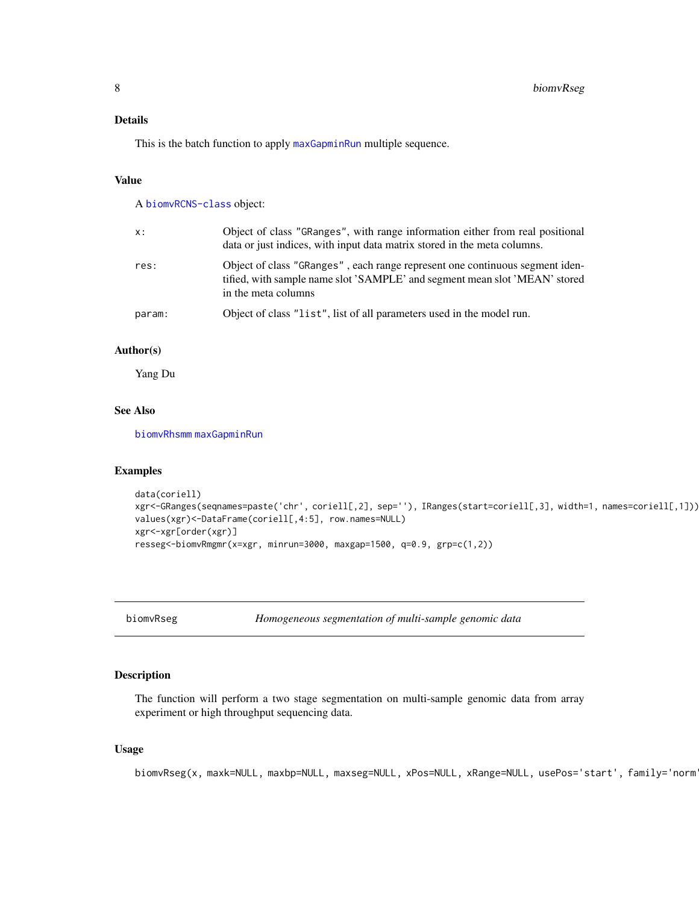### Details

This is the batch function to apply maxGapminRun multiple sequence.

### Value

A biomvRCNS-class object:

- x: Object of class "GRanges", with range information either from real positional data or just indices, with input data matrix stored in the meta columns.
- res: Object of class "GRanges" , each range represent one continuous segment identified, with sample name slot 'SAMPLE' and segment mean slot 'MEAN' stored in the meta columns
- param: Object of class "list", list of all parameters used in the model run.

### Author(s)

Yang Du

### See Also

biomvRhsmm maxGapminRun

### Examples

```
data(coriell)
xgr<-GRanges(seqnames=paste('chr', coriell[,2], sep=''), IRanges(start=coriell[,3], width=1, names=coriell[,1]))
values(xgr)<-DataFrame(coriell[,4:5], row.names=NULL)
xgr<-xgr[order(xgr)]
resseg<-biomvRmgmr(x=xgr, minrun=3000, maxgap=1500, q=0.9, grp=c(1,2))
```

---

## biomvRseg — *Homogeneous segmentation of multi-sample genomic data*

### Description

The function will perform a two stage segmentation on multi-sample genomic data from array experiment or high throughput sequencing data.

### Usage

```
biomvRseg(x, maxk=NULL, maxbp=NULL, maxseg=NULL, xPos=NULL, xRange=NULL, usePos='start', family='norm'
```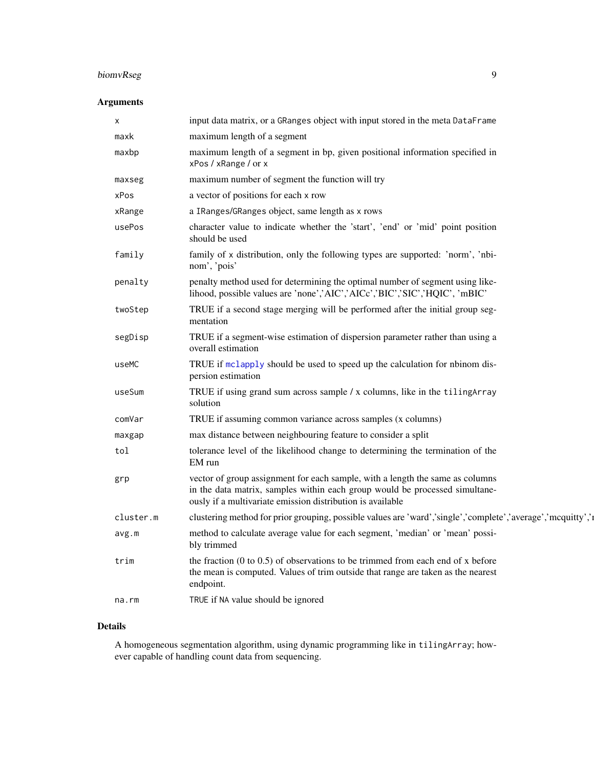## Arguments

| | |
|---|---|
| x | input data matrix, or a GRanges object with input stored in the meta DataFrame |
| maxk | maximum length of a segment |
| maxbp | maximum length of a segment in bp, given positional information specified in xPos / xRange / or x |
| maxseg | maximum number of segment the function will try |
| xPos | a vector of positions for each x row |
| xRange | a IRanges/GRanges object, same length as x rows |
| usePos | character value to indicate whether the 'start', 'end' or 'mid' point position should be used |
| family | family of x distribution, only the following types are supported: 'norm', 'nbinom', 'pois' |
| penalty | penalty method used for determining the optimal number of segment using likelihood, possible values are 'none','AIC','AICc','BIC','SIC','HQIC', 'mBIC' |
| twoStep | TRUE if a second stage merging will be performed after the initial group segmentation |
| segDisp | TRUE if a segment-wise estimation of dispersion parameter rather than using a overall estimation |
| useMC | TRUE if mclapply should be used to speed up the calculation for nbinom dispersion estimation |
| useSum | TRUE if using grand sum across sample / x columns, like in the tilingArray solution |
| comVar | TRUE if assuming common variance across samples (x columns) |
| maxgap | max distance between neighbouring feature to consider a split |
| tol | tolerance level of the likelihood change to determining the termination of the EM run |
| grp | vector of group assignment for each sample, with a length the same as columns in the data matrix, samples within each group would be processed simultaneously if a multivariate emission distribution is available |
| cluster.m | clustering method for prior grouping, possible values are 'ward','single','complete','average','mcquitty',' |
| avg.m | method to calculate average value for each segment, 'median' or 'mean' possibly trimmed |
| trim | the fraction (0 to 0.5) of observations to be trimmed from each end of x before the mean is computed. Values of trim outside that range are taken as the nearest endpoint. |
| na.rm | TRUE if NA value should be ignored |

## Details

A homogeneous segmentation algorithm, using dynamic programming like in tilingArray; however capable of handling count data from sequencing.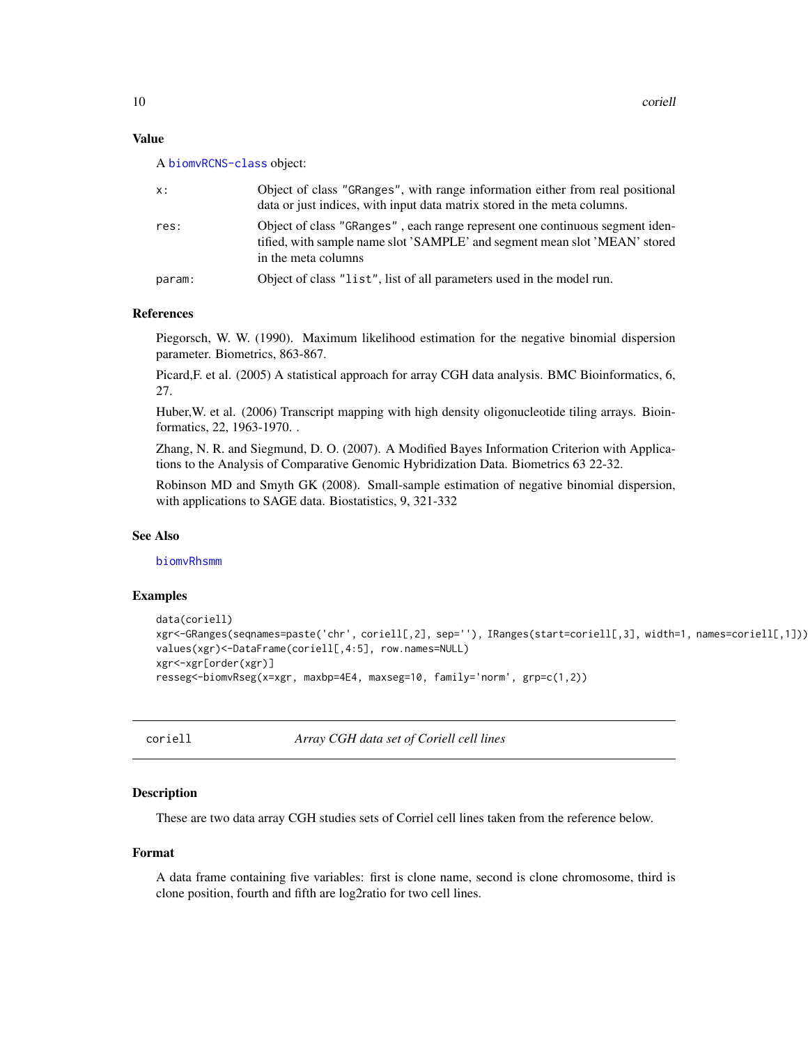### Value

A biomvRCNS-class object:

| | |
|---|---|
| x: | Object of class "GRanges", with range information either from real positional data or just indices, with input data matrix stored in the meta columns. |
| res: | Object of class "GRanges" , each range represent one continuous segment identified, with sample name slot 'SAMPLE' and segment mean slot 'MEAN' stored in the meta columns |
| param: | Object of class "list", list of all parameters used in the model run. |

### References

Piegorsch, W. W. (1990). Maximum likelihood estimation for the negative binomial dispersion parameter. Biometrics, 863-867.

Picard,F. et al. (2005) A statistical approach for array CGH data analysis. BMC Bioinformatics, 6, 27.

Huber,W. et al. (2006) Transcript mapping with high density oligonucleotide tiling arrays. Bioinformatics, 22, 1963-1970. .

Zhang, N. R. and Siegmund, D. O. (2007). A Modified Bayes Information Criterion with Applications to the Analysis of Comparative Genomic Hybridization Data. Biometrics 63 22-32.

Robinson MD and Smyth GK (2008). Small-sample estimation of negative binomial dispersion, with applications to SAGE data. Biostatistics, 9, 321-332

### See Also

biomvRhsmm

### Examples

```
data(coriell)
xgr<-GRanges(seqnames=paste('chr', coriell[,2], sep=''), IRanges(start=coriell[,3], width=1, names=coriell[,1]))
values(xgr)<-DataFrame(coriell[,4:5], row.names=NULL)
xgr<-xgr[order(xgr)]
resseg<-biomvRseg(x=xgr, maxbp=4E4, maxseg=10, family='norm', grp=c(1,2))
```

---

## coriell *Array CGH data set of Coriell cell lines*

### Description

These are two data array CGH studies sets of Corriel cell lines taken from the reference below.

### Format

A data frame containing five variables: first is clone name, second is clone chromosome, third is clone position, fourth and fifth are log2ratio for two cell lines.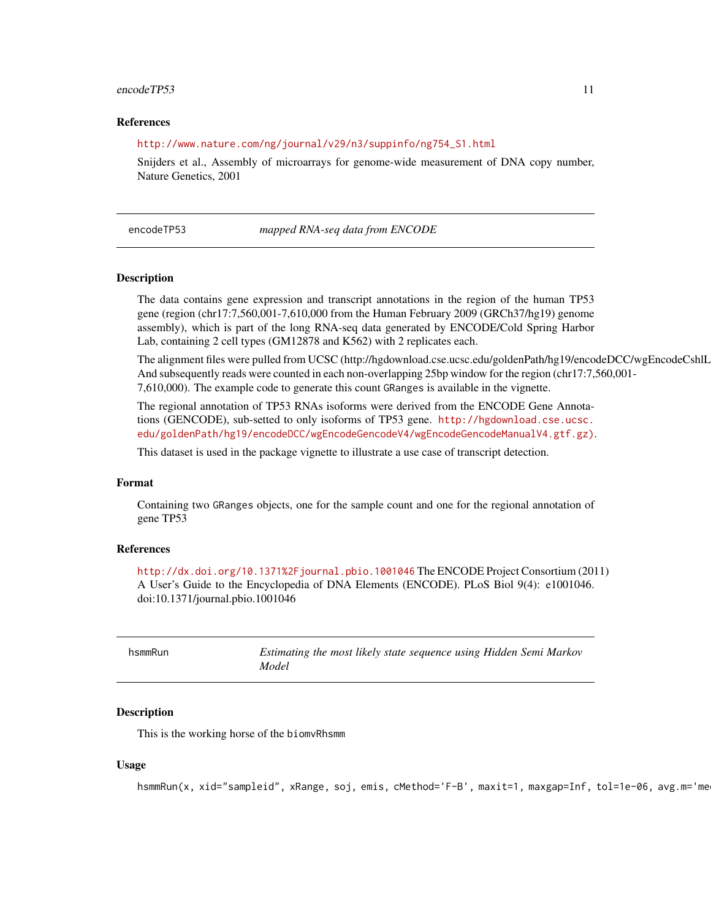### References

http://www.nature.com/ng/journal/v29/n3/suppinfo/ng754_S1.html

Snijders et al., Assembly of microarrays for genome-wide measurement of DNA copy number, Nature Genetics, 2001

---

`encodeTP53` *mapped RNA-seq data from ENCODE*

---

### Description

The data contains gene expression and transcript annotations in the region of the human TP53 gene (region (chr17:7,560,001-7,610,000 from the Human February 2009 (GRCh37/hg19) genome assembly), which is part of the long RNA-seq data generated by ENCODE/Cold Spring Harbor Lab, containing 2 cell types (GM12878 and K562) with 2 replicates each.

The alignment files were pulled from UCSC (http://hgdownload.cse.ucsc.edu/goldenPath/hg19/encodeDCC/wgEncodeCshlL And subsequently reads were counted in each non-overlapping 25bp window for the region (chr17:7,560,001-7,610,000). The example code to generate this count `GRanges` is available in the vignette.

The regional annotation of TP53 RNAs isoforms were derived from the ENCODE Gene Annotations (GENCODE), sub-setted to only isoforms of TP53 gene. http://hgdownload.cse.ucsc.edu/goldenPath/hg19/encodeDCC/wgEncodeGencodeV4/wgEncodeGencodeManualV4.gtf.gz).

This dataset is used in the package vignette to illustrate a use case of transcript detection.

### Format

Containing two `GRanges` objects, one for the sample count and one for the regional annotation of gene TP53

### References

http://dx.doi.org/10.1371%2Fjournal.pbio.1001046 The ENCODE Project Consortium (2011) A User's Guide to the Encyclopedia of DNA Elements (ENCODE). PLoS Biol 9(4): e1001046. doi:10.1371/journal.pbio.1001046

---

`hsmmRun` *Estimating the most likely state sequence using Hidden Semi Markov Model*

---

### Description

This is the working horse of the `biomvRhsmm`

### Usage

```
hsmmRun(x, xid="sampleid", xRange, soj, emis, cMethod='F-B', maxit=1, maxgap=Inf, tol=1e-06, avg.m='me
```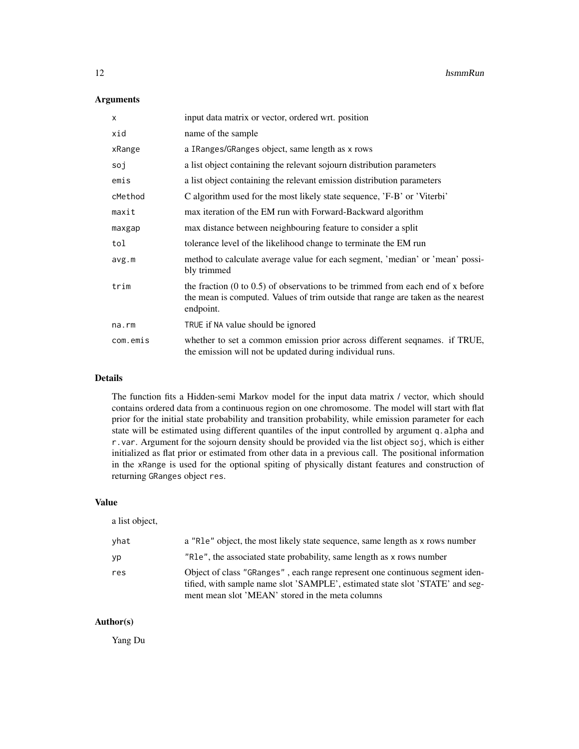## Arguments

| | |
|---|---|
| `x` | input data matrix or vector, ordered wrt. position |
| `xid` | name of the sample |
| `xRange` | a `IRanges`/`GRanges` object, same length as `x` rows |
| `soj` | a list object containing the relevant sojourn distribution parameters |
| `emis` | a list object containing the relevant emission distribution parameters |
| `cMethod` | C algorithm used for the most likely state sequence, 'F-B' or 'Viterbi' |
| `maxit` | max iteration of the EM run with Forward-Backward algorithm |
| `maxgap` | max distance between neighbouring feature to consider a split |
| `tol` | tolerance level of the likelihood change to terminate the EM run |
| `avg.m` | method to calculate average value for each segment, 'median' or 'mean' possibly trimmed |
| `trim` | the fraction (0 to 0.5) of observations to be trimmed from each end of x before the mean is computed. Values of trim outside that range are taken as the nearest endpoint. |
| `na.rm` | `TRUE` if `NA` value should be ignored |
| `com.emis` | whether to set a common emission prior across different seqnames. if TRUE, the emission will not be updated during individual runs. |

## Details

The function fits a Hidden-semi Markov model for the input data matrix / vector, which should contains ordered data from a continuous region on one chromosome. The model will start with flat prior for the initial state probability and transition probability, while emission parameter for each state will be estimated using different quantiles of the input controlled by argument `q.alpha` and `r.var`. Argument for the sojourn density should be provided via the list object `soj`, which is either initialized as flat prior or estimated from other data in a previous call. The positional information in the `xRange` is used for the optional spiting of physically distant features and construction of returning `GRanges` object `res`.

## Value

a list object,

| | |
|---|---|
| `yhat` | a `"Rle"` object, the most likely state sequence, same length as `x` rows number |
| `yp` | `"Rle"`, the associated state probability, same length as `x` rows number |
| `res` | Object of class `"GRanges"` , each range represent one continuous segment identified, with sample name slot 'SAMPLE', estimated state slot 'STATE' and segment mean slot 'MEAN' stored in the meta columns |

## Author(s)

Yang Du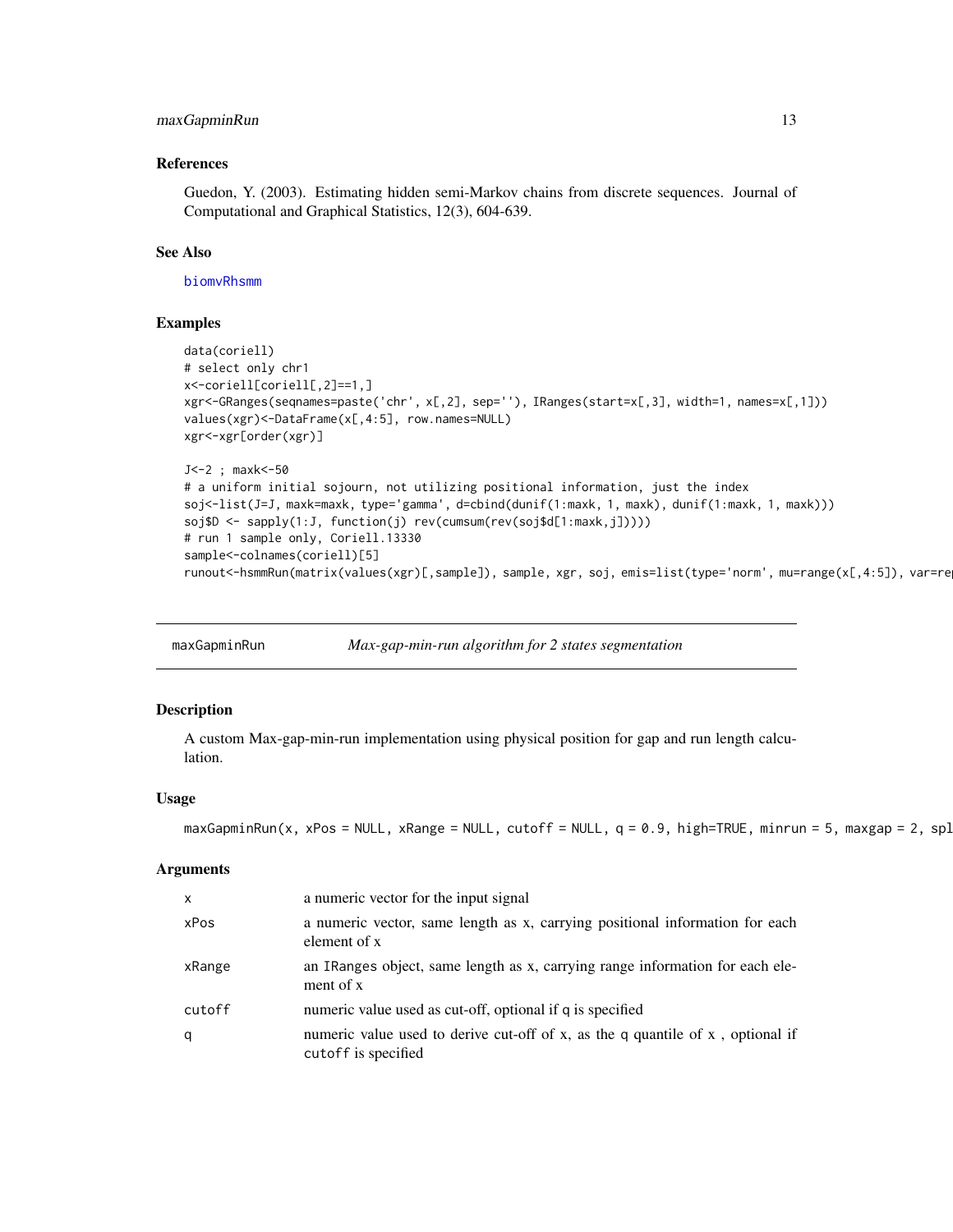### References

Guedon, Y. (2003). Estimating hidden semi-Markov chains from discrete sequences. Journal of Computational and Graphical Statistics, 12(3), 604-639.

### See Also

biomvRhsmm

### Examples

```
data(coriell)
# select only chr1
x<-coriell[coriell[,2]==1,]
xgr<-GRanges(seqnames=paste('chr', x[,2], sep=''), IRanges(start=x[,3], width=1, names=x[,1]))
values(xgr)<-DataFrame(x[,4:5], row.names=NULL)
xgr<-xgr[order(xgr)]

J<-2 ; maxk<-50
# a uniform initial sojourn, not utilizing positional information, just the index
soj<-list(J=J, maxk=maxk, type='gamma', d=cbind(dunif(1:maxk, 1, maxk), dunif(1:maxk, 1, maxk)))
soj$D <- sapply(1:J, function(j) rev(cumsum(rev(soj$d[1:maxk,j]))))
# run 1 sample only, Coriell.13330
sample<-colnames(coriell)[5]
runout<-hsmmRun(matrix(values(xgr)[,sample]), sample, xgr, soj, emis=list(type='norm', mu=range(x[,4:5]), var=re
```

---

## maxGapminRun *Max-gap-min-run algorithm for 2 states segmentation*

### Description

A custom Max-gap-min-run implementation using physical position for gap and run length calculation.

### Usage

```
maxGapminRun(x, xPos = NULL, xRange = NULL, cutoff = NULL, q = 0.9, high=TRUE, minrun = 5, maxgap = 2, spl
```

### Arguments

| | |
|---|---|
| x | a numeric vector for the input signal |
| xPos | a numeric vector, same length as x, carrying positional information for each element of x |
| xRange | an IRanges object, same length as x, carrying range information for each element of x |
| cutoff | numeric value used as cut-off, optional if q is specified |
| q | numeric value used to derive cut-off of x, as the q quantile of x , optional if cutoff is specified |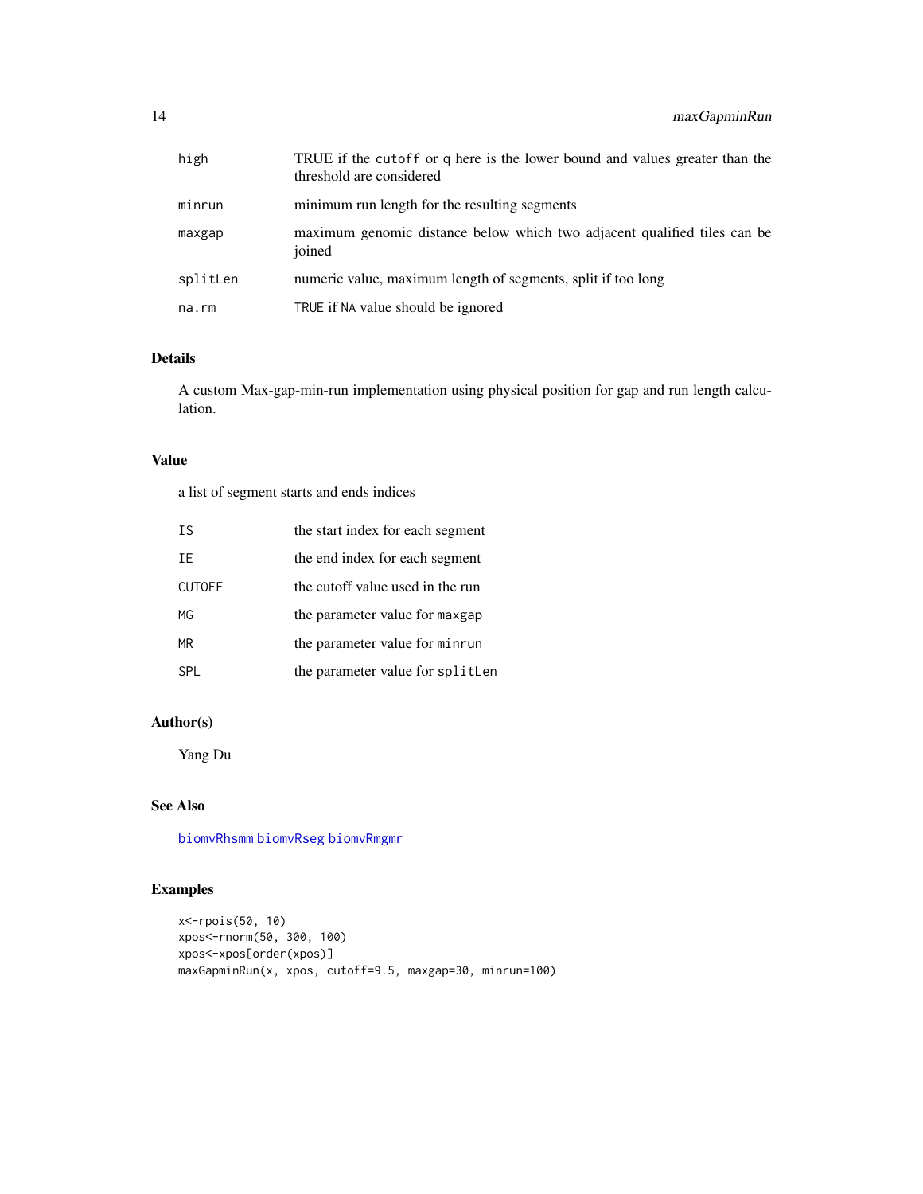| | |
|---|---|
| high | TRUE if the cutoff or q here is the lower bound and values greater than the threshold are considered |
| minrun | minimum run length for the resulting segments |
| maxgap | maximum genomic distance below which two adjacent qualified tiles can be joined |
| splitLen | numeric value, maximum length of segments, split if too long |
| na.rm | TRUE if NA value should be ignored |

### Details

A custom Max-gap-min-run implementation using physical position for gap and run length calculation.

### Value

a list of segment starts and ends indices

| | |
|---|---|
| IS | the start index for each segment |
| IE | the end index for each segment |
| CUTOFF | the cutoff value used in the run |
| MG | the parameter value for maxgap |
| MR | the parameter value for minrun |
| SPL | the parameter value for splitLen |

### Author(s)

Yang Du

### See Also

biomvRhsmm biomvRseg biomvRmgmr

### Examples

```
x<-rpois(50, 10)
xpos<-rnorm(50, 300, 100)
xpos<-xpos[order(xpos)]
maxGapminRun(x, xpos, cutoff=9.5, maxgap=30, minrun=100)
```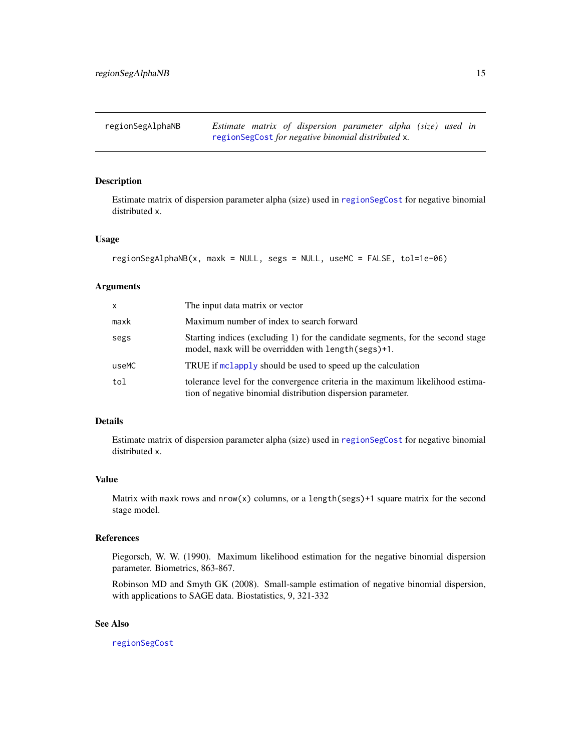# regionSegAlphaNB — *Estimate matrix of dispersion parameter alpha (size) used in* regionSegCost *for negative binomial distributed* x.

## Description

Estimate matrix of dispersion parameter alpha (size) used in regionSegCost for negative binomial distributed x.

## Usage

```
regionSegAlphaNB(x, maxk = NULL, segs = NULL, useMC = FALSE, tol=1e-06)
```

## Arguments

| | |
|---|---|
| x | The input data matrix or vector |
| maxk | Maximum number of index to search forward |
| segs | Starting indices (excluding 1) for the candidate segments, for the second stage model, maxk will be overridden with length(segs)+1. |
| useMC | TRUE if mclapply should be used to speed up the calculation |
| tol | tolerance level for the convergence criteria in the maximum likelihood estimation of negative binomial distribution dispersion parameter. |

## Details

Estimate matrix of dispersion parameter alpha (size) used in regionSegCost for negative binomial distributed x.

## Value

Matrix with maxk rows and nrow(x) columns, or a length(segs)+1 square matrix for the second stage model.

## References

Piegorsch, W. W. (1990). Maximum likelihood estimation for the negative binomial dispersion parameter. Biometrics, 863-867.

Robinson MD and Smyth GK (2008). Small-sample estimation of negative binomial dispersion, with applications to SAGE data. Biostatistics, 9, 321-332

## See Also

regionSegCost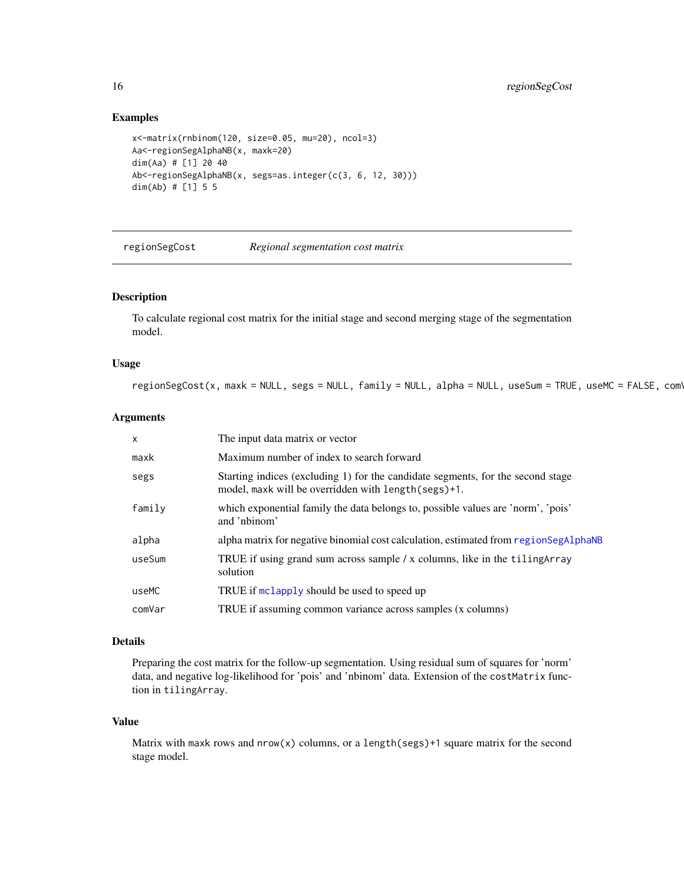### Examples

```
x<-matrix(rnbinom(120, size=0.05, mu=20), ncol=3)
Aa<-regionSegAlphaNB(x, maxk=20)
dim(Aa) # [1] 20 40
Ab<-regionSegAlphaNB(x, segs=as.integer(c(3, 6, 12, 30)))
dim(Ab) # [1] 5 5
```

---

## regionSegCost — *Regional segmentation cost matrix*

### Description

To calculate regional cost matrix for the initial stage and second merging stage of the segmentation model.

### Usage

```
regionSegCost(x, maxk = NULL, segs = NULL, family = NULL, alpha = NULL, useSum = TRUE, useMC = FALSE, com
```

### Arguments

| | |
|---|---|
| `x` | The input data matrix or vector |
| `maxk` | Maximum number of index to search forward |
| `segs` | Starting indices (excluding 1) for the candidate segments, for the second stage model, `maxk` will be overridden with `length(segs)+1`. |
| `family` | which exponential family the data belongs to, possible values are 'norm', 'pois' and 'nbinom' |
| `alpha` | alpha matrix for negative binomial cost calculation, estimated from `regionSegAlphaNB` |
| `useSum` | TRUE if using grand sum across sample / x columns, like in the `tilingArray` solution |
| `useMC` | TRUE if `mclapply` should be used to speed up |
| `comVar` | TRUE if assuming common variance across samples (x columns) |

### Details

Preparing the cost matrix for the follow-up segmentation. Using residual sum of squares for 'norm' data, and negative log-likelihood for 'pois' and 'nbinom' data. Extension of the `costMatrix` function in `tilingArray`.

### Value

Matrix with `maxk` rows and `nrow(x)` columns, or a `length(segs)+1` square matrix for the second stage model.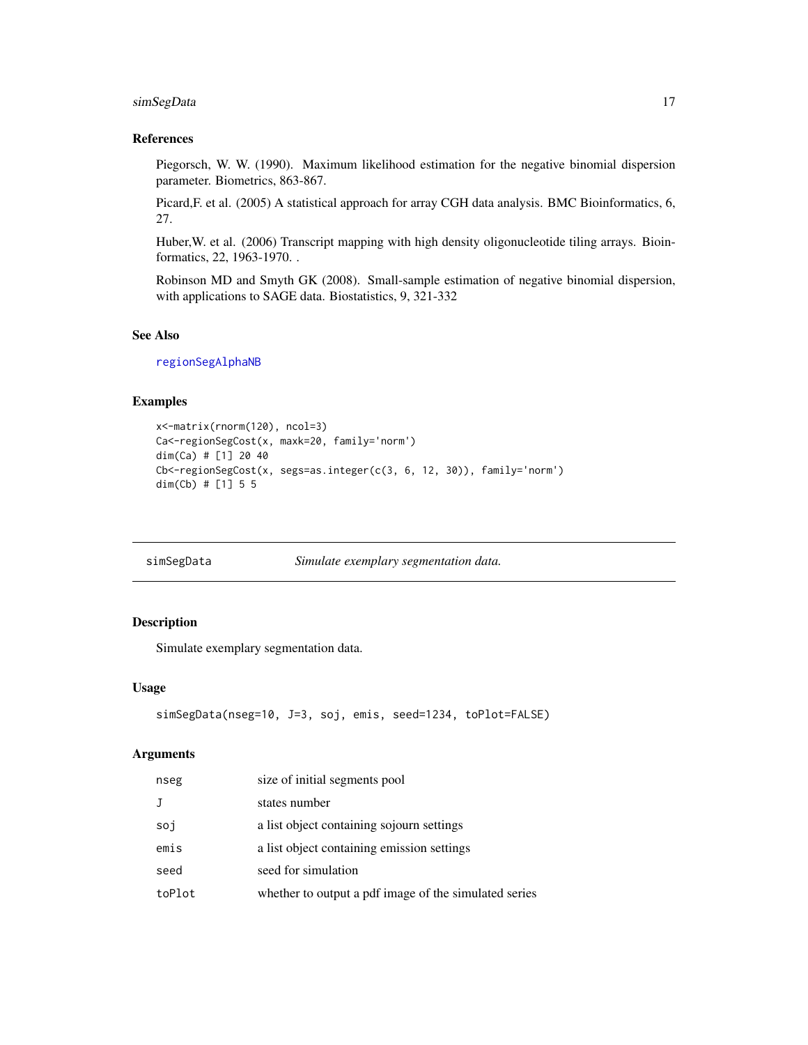### References

Piegorsch, W. W. (1990). Maximum likelihood estimation for the negative binomial dispersion parameter. Biometrics, 863-867.

Picard,F. et al. (2005) A statistical approach for array CGH data analysis. BMC Bioinformatics, 6, 27.

Huber,W. et al. (2006) Transcript mapping with high density oligonucleotide tiling arrays. Bioinformatics, 22, 1963-1970. .

Robinson MD and Smyth GK (2008). Small-sample estimation of negative binomial dispersion, with applications to SAGE data. Biostatistics, 9, 321-332

### See Also

regionSegAlphaNB

### Examples

```
x<-matrix(rnorm(120), ncol=3)
Ca<-regionSegCost(x, maxk=20, family='norm')
dim(Ca) # [1] 20 40
Cb<-regionSegCost(x, segs=as.integer(c(3, 6, 12, 30)), family='norm')
dim(Cb) # [1] 5 5
```

---

## simSegData &nbsp;&nbsp;&nbsp; *Simulate exemplary segmentation data.*

---

### Description

Simulate exemplary segmentation data.

### Usage

```
simSegData(nseg=10, J=3, soj, emis, seed=1234, toPlot=FALSE)
```

### Arguments

| | |
|---|---|
| nseg | size of initial segments pool |
| J | states number |
| soj | a list object containing sojourn settings |
| emis | a list object containing emission settings |
| seed | seed for simulation |
| toPlot | whether to output a pdf image of the simulated series |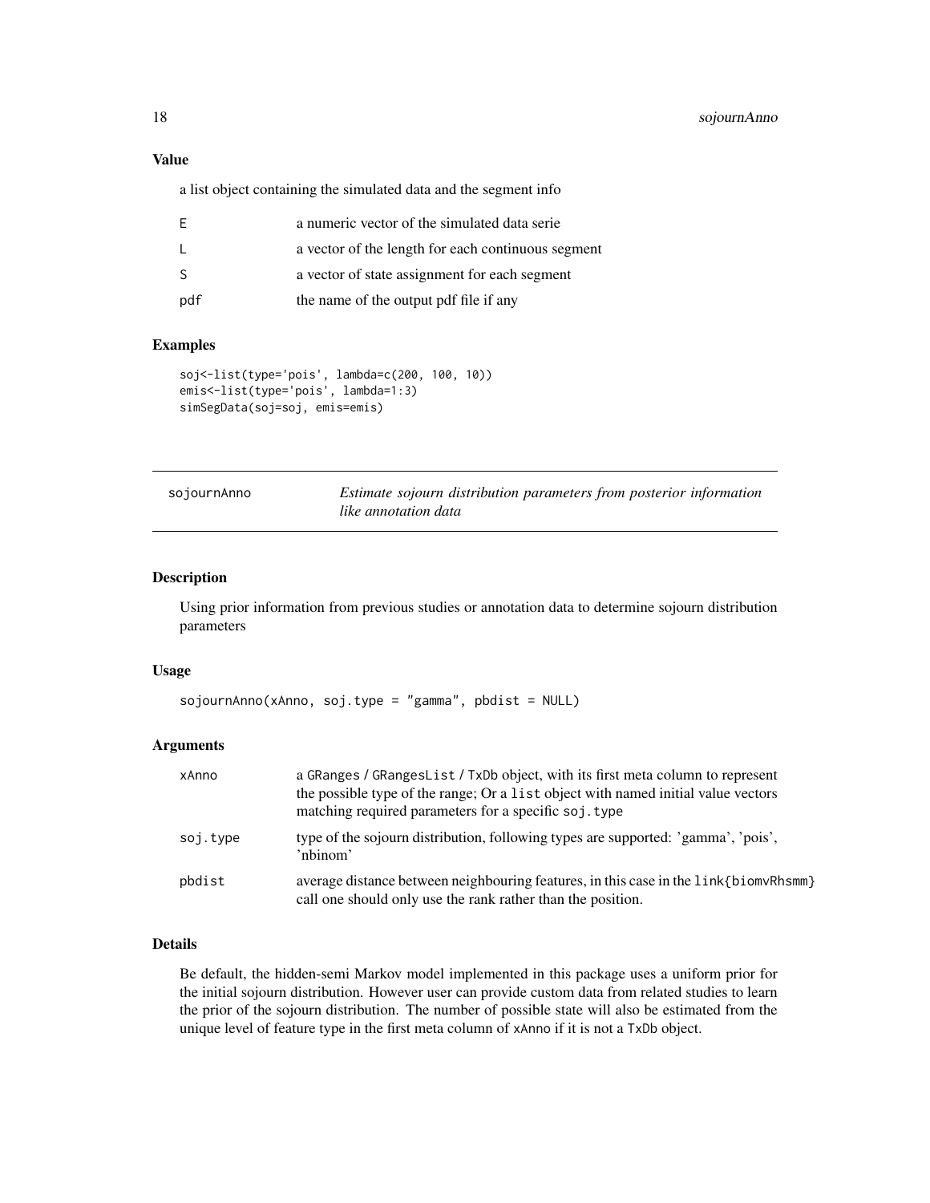### Value

a list object containing the simulated data and the segment info

| | |
|---|---|
| E | a numeric vector of the simulated data serie |
| L | a vector of the length for each continuous segment |
| S | a vector of state assignment for each segment |
| pdf | the name of the output pdf file if any |

### Examples

```
soj<-list(type='pois', lambda=c(200, 100, 10))
emis<-list(type='pois', lambda=1:3)
simSegData(soj=soj, emis=emis)
```

---

## sojournAnno — *Estimate sojourn distribution parameters from posterior information like annotation data*

---

### Description

Using prior information from previous studies or annotation data to determine sojourn distribution parameters

### Usage

```
sojournAnno(xAnno, soj.type = "gamma", pbdist = NULL)
```

### Arguments

| | |
|---|---|
| xAnno | a GRanges / GRangesList / TxDb object, with its first meta column to represent the possible type of the range; Or a list object with named initial value vectors matching required parameters for a specific soj.type |
| soj.type | type of the sojourn distribution, following types are supported: 'gamma', 'pois', 'nbinom' |
| pbdist | average distance between neighbouring features, in this case in the link{biomvRhsmm} call one should only use the rank rather than the position. |

### Details

Be default, the hidden-semi Markov model implemented in this package uses a uniform prior for the initial sojourn distribution. However user can provide custom data from related studies to learn the prior of the sojourn distribution. The number of possible state will also be estimated from the unique level of feature type in the first meta column of xAnno if it is not a TxDb object.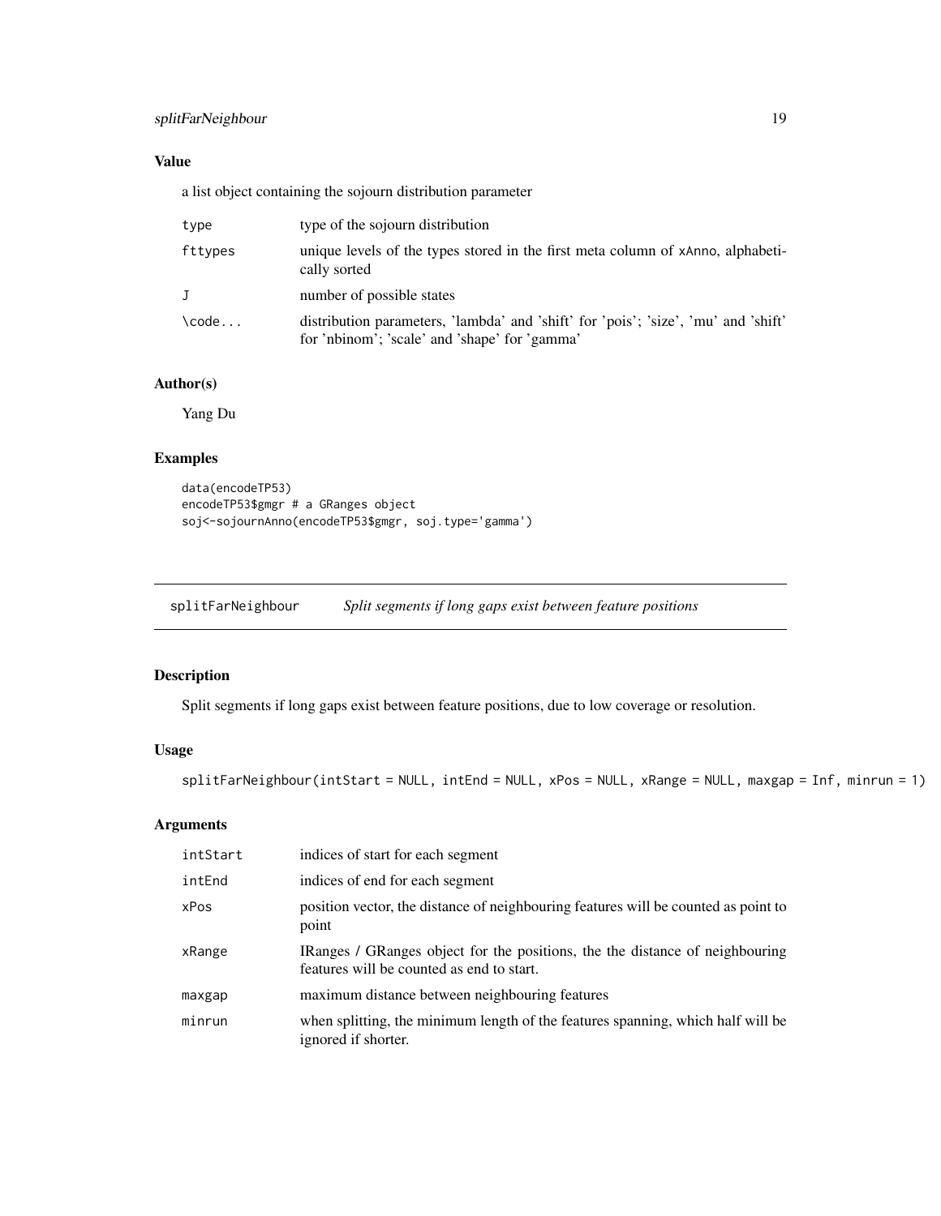## Value

a list object containing the sojourn distribution parameter

| | |
|---|---|
| `type` | type of the sojourn distribution |
| `fttypes` | unique levels of the types stored in the first meta column of `xAnno`, alphabetically sorted |
| `J` | number of possible states |
| `\code...` | distribution parameters, 'lambda' and 'shift' for 'pois'; 'size', 'mu' and 'shift' for 'nbinom'; 'scale' and 'shape' for 'gamma' |

## Author(s)

Yang Du

## Examples

```
data(encodeTP53)
encodeTP53$gmgr # a GRanges object
soj<-sojournAnno(encodeTP53$gmgr, soj.type='gamma')
```

---

# splitFarNeighbour *Split segments if long gaps exist between feature positions*

## Description

Split segments if long gaps exist between feature positions, due to low coverage or resolution.

## Usage

```
splitFarNeighbour(intStart = NULL, intEnd = NULL, xPos = NULL, xRange = NULL, maxgap = Inf, minrun = 1)
```

## Arguments

| | |
|---|---|
| `intStart` | indices of start for each segment |
| `intEnd` | indices of end for each segment |
| `xPos` | position vector, the distance of neighbouring features will be counted as point to point |
| `xRange` | IRanges / GRanges object for the positions, the the distance of neighbouring features will be counted as end to start. |
| `maxgap` | maximum distance between neighbouring features |
| `minrun` | when splitting, the minimum length of the features spanning, which half will be ignored if shorter. |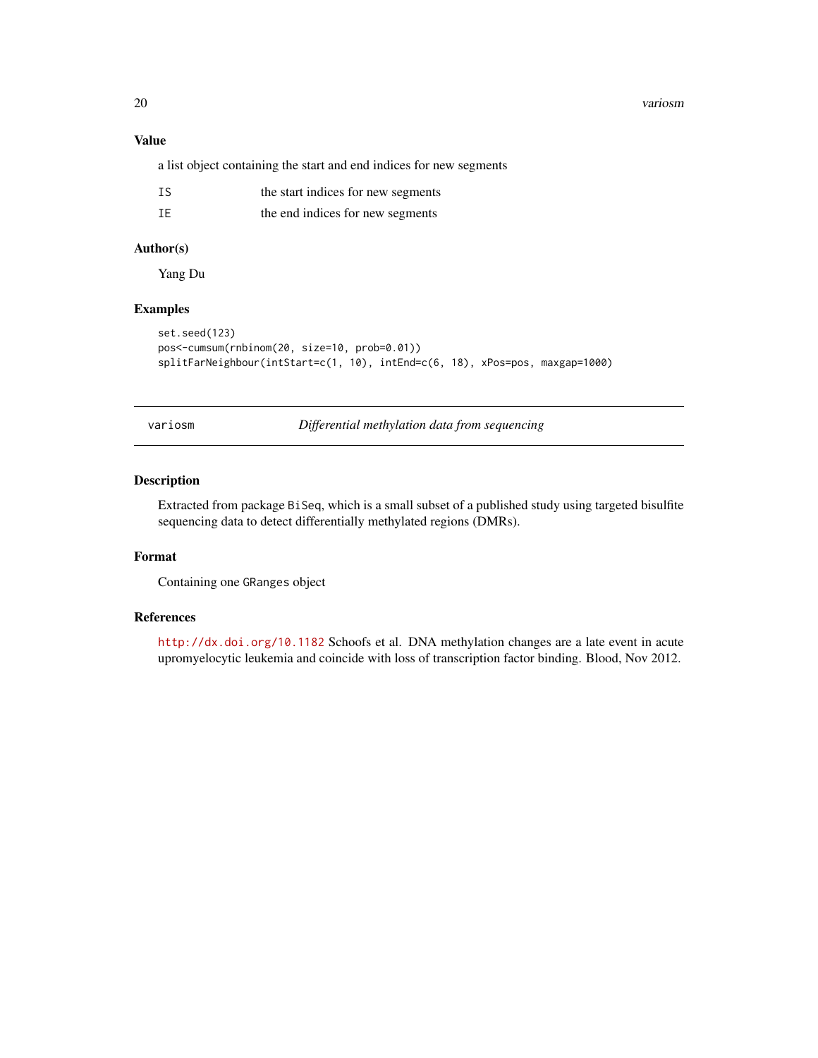### Value

a list object containing the start and end indices for new segments

| | |
|---|---|
| IS | the start indices for new segments |
| IE | the end indices for new segments |

### Author(s)

Yang Du

### Examples

```
set.seed(123)
pos<-cumsum(rnbinom(20, size=10, prob=0.01))
splitFarNeighbour(intStart=c(1, 10), intEnd=c(6, 18), xPos=pos, maxgap=1000)
```

---

## variosm *Differential methylation data from sequencing*

---

### Description

Extracted from package BiSeq, which is a small subset of a published study using targeted bisulfite sequencing data to detect differentially methylated regions (DMRs).

### Format

Containing one GRanges object

### References

http://dx.doi.org/10.1182 Schoofs et al. DNA methylation changes are a late event in acute upromyelocytic leukemia and coincide with loss of transcription factor binding. Blood, Nov 2012.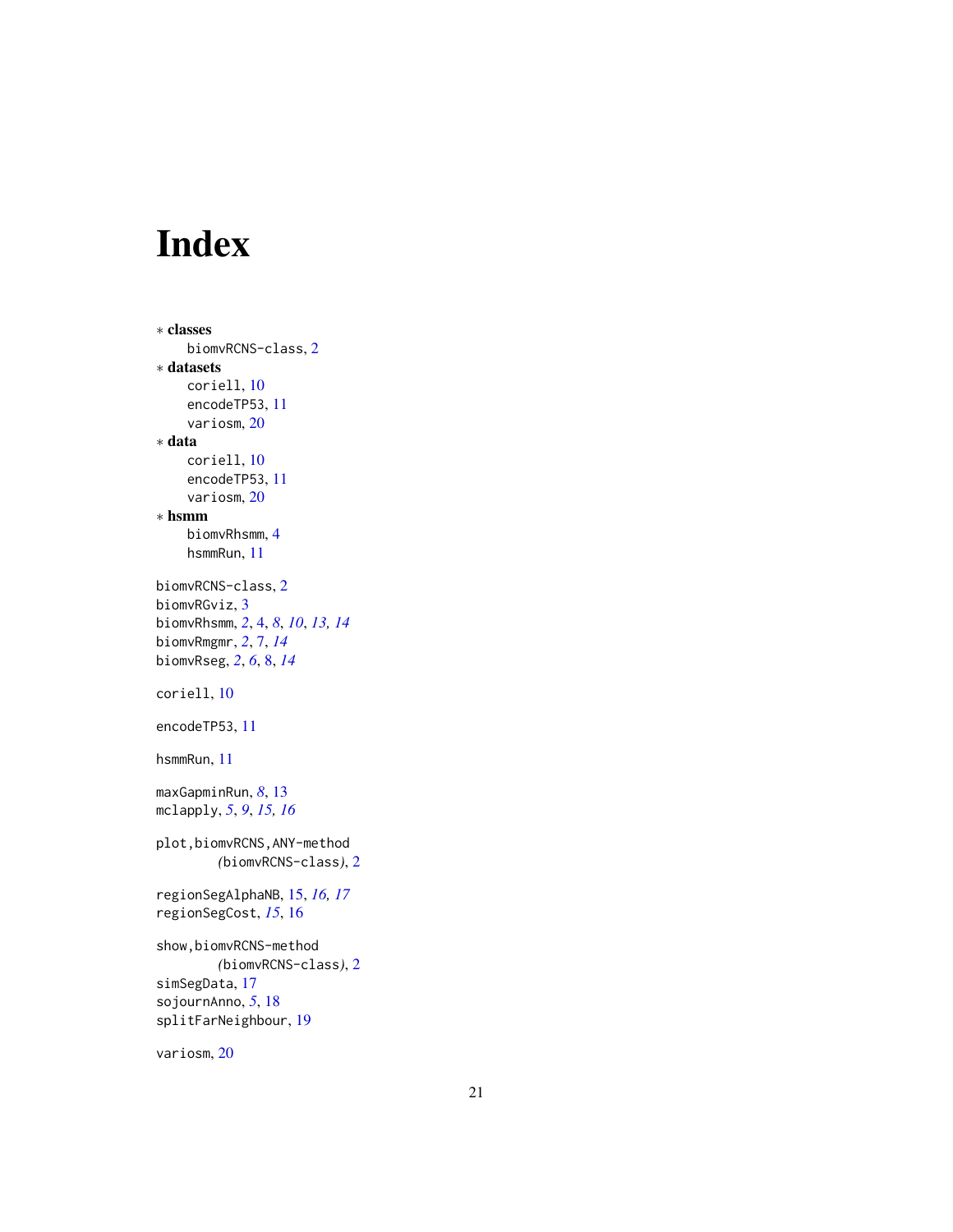# Index

∗ **classes**
 biomvRCNS-class, 2

∗ **datasets**
 coriell, 10
 encodeTP53, 11
 variosm, 20

∗ **data**
 coriell, 10
 encodeTP53, 11
 variosm, 20

∗ **hsmm**
 biomvRhsmm, 4
 hsmmRun, 11

biomvRCNS-class, 2
biomvRGviz, 3
biomvRhsmm, *2*, 4, *8*, *10*, *13, 14*
biomvRmgmr, *2*, 7, *14*
biomvRseg, *2*, *6*, 8, *14*

coriell, 10

encodeTP53, 11

hsmmRun, 11

maxGapminRun, *8*, 13
mclapply, *5*, *9*, *15, 16*

plot,biomvRCNS,ANY-method
 *(*biomvRCNS-class*)*, 2

regionSegAlphaNB, 15, *16, 17*
regionSegCost, *15*, 16

show,biomvRCNS-method
 *(*biomvRCNS-class*)*, 2
simSegData, 17
sojournAnno, *5*, 18
splitFarNeighbour, 19

variosm, 20